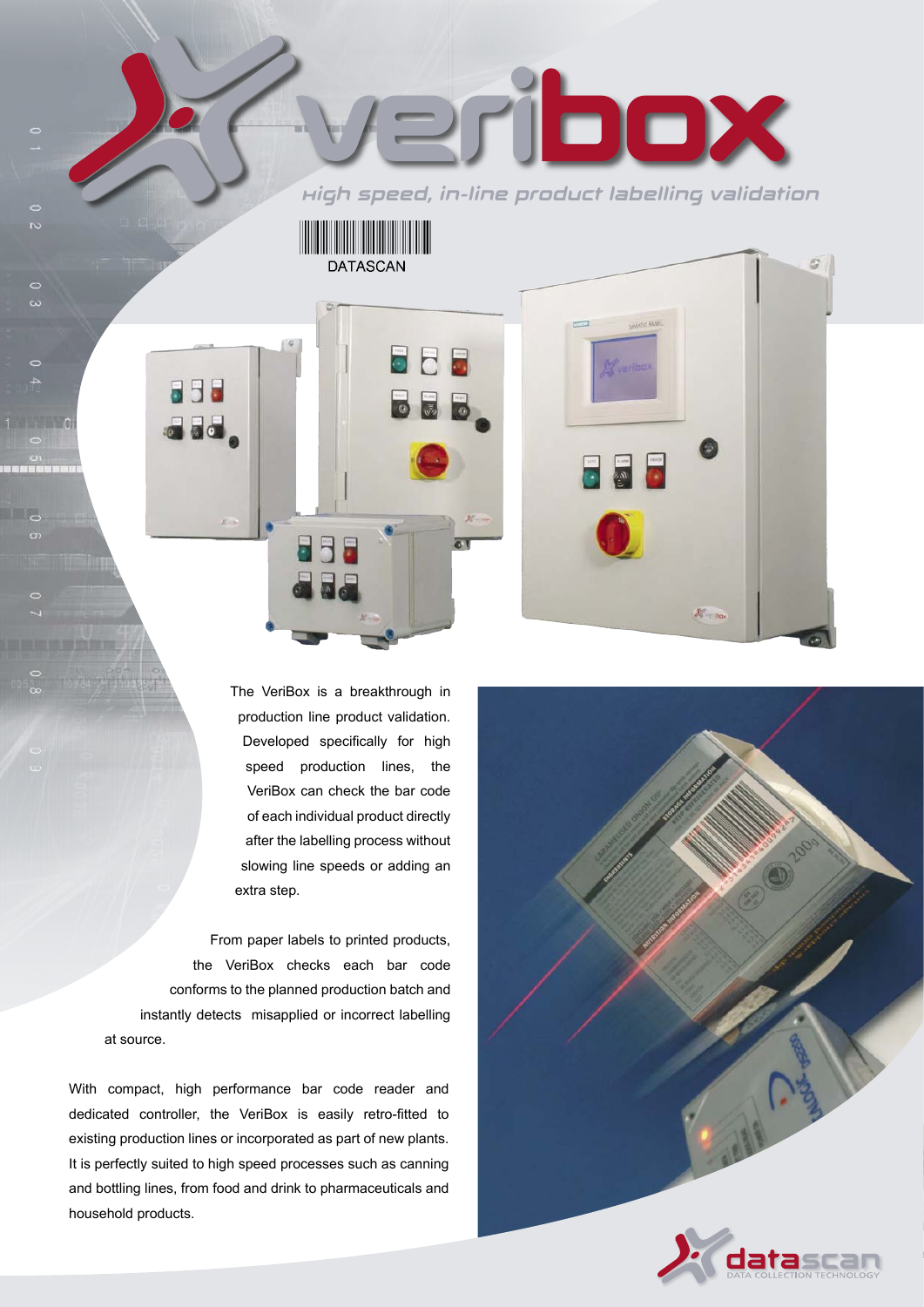# veribox

*High speed, in-line product labelling validation*

DATASCAN

The VeriBox is a breakthrough in production line product validation. Developed specifically for high speed production lines, the VeriBox can check the bar code of each individual product directly after the labelling process without slowing line speeds or adding an extra step.

From paper labels to printed products, the VeriBox checks each bar code conforms to the planned production batch and instantly detects misapplied or incorrect labelling at source.

With compact, high performance bar code reader and dedicated controller, the VeriBox is easily retro-fitted to existing production lines or incorporated as part of new plants. It is perfectly suited to high speed processes such as canning and bottling lines, from food and drink to pharmaceuticals and household products.

datascan
DATA COLLECTION TECHNOLOGY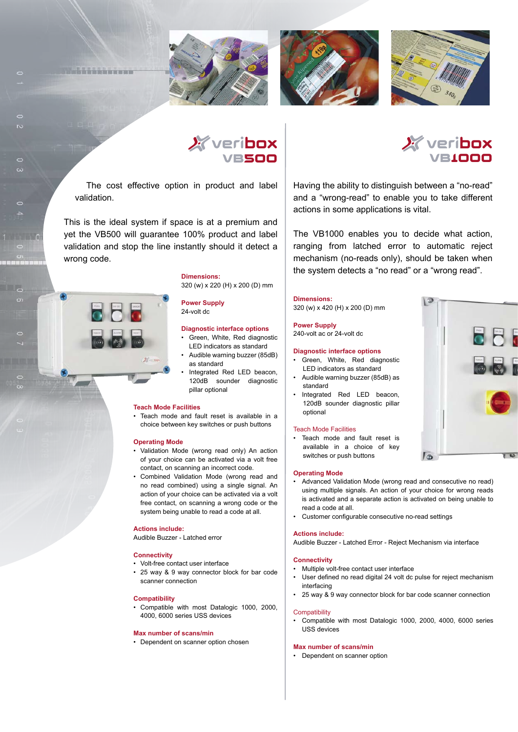## veribox VB500

The cost effective option in product and label validation.

This is the ideal system if space is at a premium and yet the VB500 will guarantee 100% product and label validation and stop the line instantly should it detect a wrong code.

**Dimensions:**
320 (w) x 220 (H) x 200 (D) mm

**Power Supply**
24-volt dc

**Diagnostic interface options**

- Green, White, Red diagnostic LED indicators as standard
- Audible warning buzzer (85dB) as standard
- Integrated Red LED beacon, 120dB sounder diagnostic pillar optional

**Teach Mode Facilities**

- Teach mode and fault reset is available in a choice between key switches or push buttons

**Operating Mode**

- Validation Mode (wrong read only) An action of your choice can be activated via a volt free contact, on scanning an incorrect code.
- Combined Validation Mode (wrong read and no read combined) using a single signal. An action of your choice can be activated via a volt free contact, on scanning a wrong code or the system being unable to read a code at all.

**Actions include:**
Audible Buzzer - Latched error

**Connectivity**

- Volt-free contact user interface
- 25 way & 9 way connector block for bar code scanner connection

**Compatibility**

- Compatible with most Datalogic 1000, 2000, 4000, 6000 series USS devices

**Max number of scans/min**

- Dependent on scanner option chosen

## veribox VB1000

Having the ability to distinguish between a “no-read” and a “wrong-read” to enable you to take different actions in some applications is vital.

The VB1000 enables you to decide what action, ranging from latched error to automatic reject mechanism (no-reads only), should be taken when the system detects a “no read” or a “wrong read”.

**Dimensions:**
320 (w) x 420 (H) x 200 (D) mm

**Power Supply**
240-volt ac or 24-volt dc

**Diagnostic interface options**

- Green, White, Red diagnostic LED indicators as standard
- Audible warning buzzer (85dB) as standard
- Integrated Red LED beacon, 120dB sounder diagnostic pillar optional

**Teach Mode Facilities**

- Teach mode and fault reset is available in a choice of key switches or push buttons

**Operating Mode**

- Advanced Validation Mode (wrong read and consecutive no read) using multiple signals. An action of your choice for wrong reads is activated and a separate action is activated on being unable to read a code at all.
- Customer configurable consecutive no-read settings

**Actions include:**
Audible Buzzer - Latched Error - Reject Mechanism via interface

**Connectivity**

- Multiple volt-free contact user interface
- User defined no read digital 24 volt dc pulse for reject mechanism interfacing
- 25 way & 9 way connector block for bar code scanner connection

**Compatibility**

- Compatible with most Datalogic 1000, 2000, 4000, 6000 series USS devices

**Max number of scans/min**

- Dependent on scanner option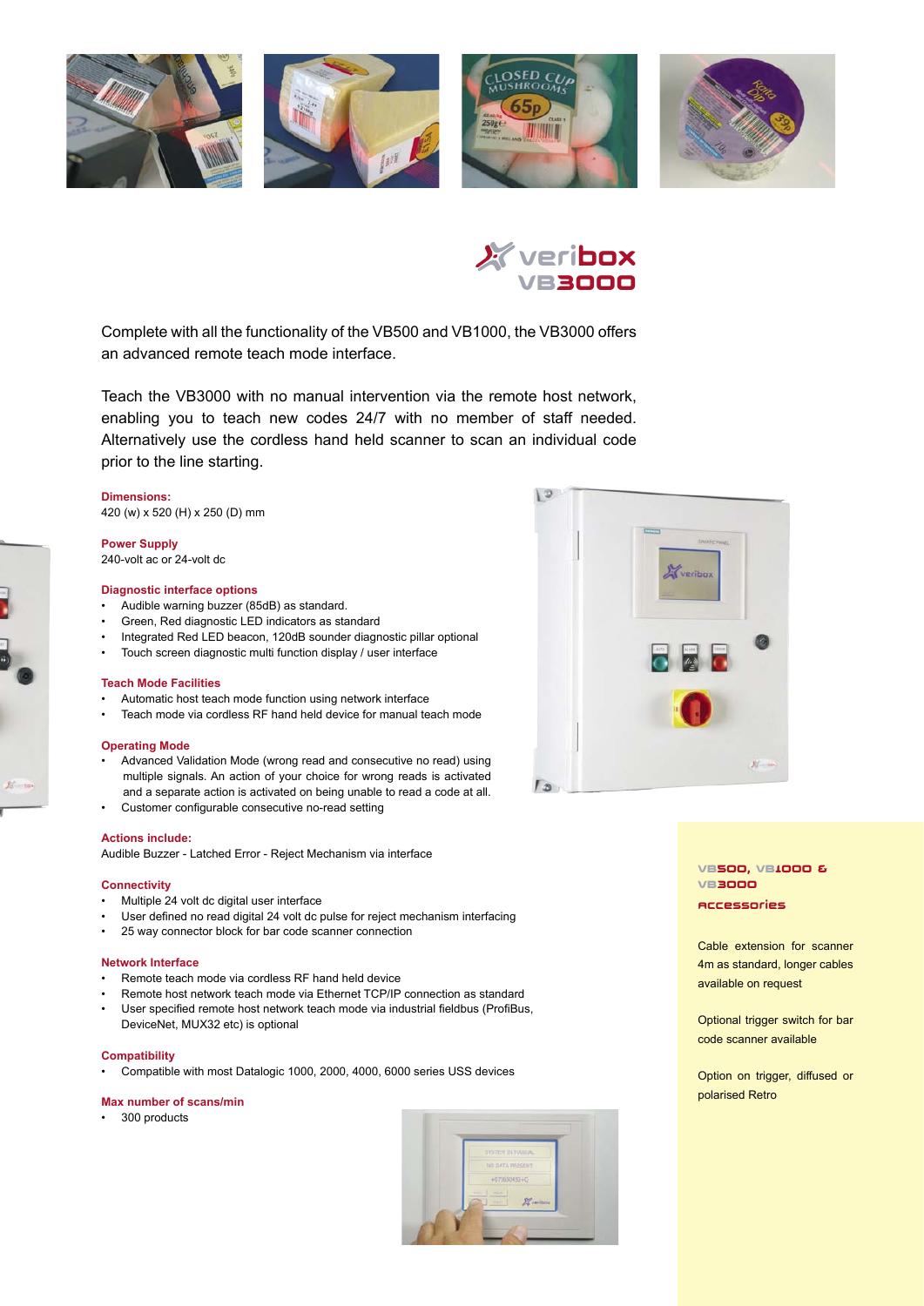# veribox VB3000

Complete with all the functionality of the VB500 and VB1000, the VB3000 offers an advanced remote teach mode interface.

Teach the VB3000 with no manual intervention via the remote host network, enabling you to teach new codes 24/7 with no member of staff needed. Alternatively use the cordless hand held scanner to scan an individual code prior to the line starting.

**Dimensions:**
420 (w) x 520 (H) x 250 (D) mm

**Power Supply**
240-volt ac or 24-volt dc

**Diagnostic interface options**

- Audible warning buzzer (85dB) as standard.
- Green, Red diagnostic LED indicators as standard
- Integrated Red LED beacon, 120dB sounder diagnostic pillar optional
- Touch screen diagnostic multi function display / user interface

**Teach Mode Facilities**

- Automatic host teach mode function using network interface
- Teach mode via cordless RF hand held device for manual teach mode

**Operating Mode**

- Advanced Validation Mode (wrong read and consecutive no read) using multiple signals. An action of your choice for wrong reads is activated and a separate action is activated on being unable to read a code at all.
- Customer configurable consecutive no-read setting

**Actions include:**
Audible Buzzer - Latched Error - Reject Mechanism via interface

**Connectivity**

- Multiple 24 volt dc digital user interface
- User defined no read digital 24 volt dc pulse for reject mechanism interfacing
- 25 way connector block for bar code scanner connection

**Network Interface**

- Remote teach mode via cordless RF hand held device
- Remote host network teach mode via Ethernet TCP/IP connection as standard
- User specified remote host network teach mode via industrial fieldbus (ProfiBus, DeviceNet, MUX32 etc) is optional

**Compatibility**

- Compatible with most Datalogic 1000, 2000, 4000, 6000 series USS devices

**Max number of scans/min**

- 300 products

## VB500, VB1000 & VB3000 Accessories

Cable extension for scanner 4m as standard, longer cables available on request

Optional trigger switch for bar code scanner available

Option on trigger, diffused or polarised Retro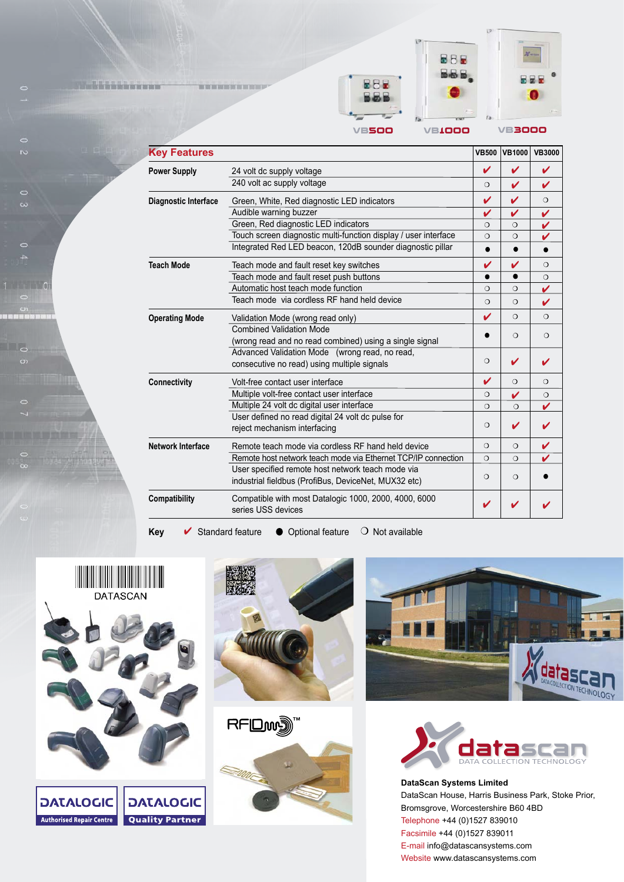VB500 VB1000 VB3000

| Key Features | | VB500 | VB1000 | VB3000 |
|---|---|---|---|---|
| **Power Supply** | 24 volt dc supply voltage | ✔ | ✔ | ✔ |
| | 240 volt ac supply voltage | ❍ | ✔ | ✔ |
| **Diagnostic Interface** | Green, White, Red diagnostic LED indicators | ✔ | ✔ | ❍ |
| | Audible warning buzzer | ✔ | ✔ | ✔ |
| | Green, Red diagnostic LED indicators | ❍ | ❍ | ✔ |
| | Touch screen diagnostic multi-function display / user interface | ❍ | ❍ | ✔ |
| | Integrated Red LED beacon, 120dB sounder diagnostic pillar | ● | ● | ● |
| **Teach Mode** | Teach mode and fault reset key switches | ✔ | ✔ | ❍ |
| | Teach mode and fault reset push buttons | ● | ● | ❍ |
| | Automatic host teach mode function | ❍ | ❍ | ✔ |
| | Teach mode via cordless RF hand held device | ❍ | ❍ | ✔ |
| **Operating Mode** | Validation Mode (wrong read only) | ✔ | ❍ | ❍ |
| | Combined Validation Mode (wrong read and no read combined) using a single signal | ● | ❍ | ❍ |
| | Advanced Validation Mode (wrong read, no read, consecutive no read) using multiple signals | ❍ | ✔ | ✔ |
| **Connectivity** | Volt-free contact user interface | ✔ | ❍ | ❍ |
| | Multiple volt-free contact user interface | ❍ | ✔ | ❍ |
| | Multiple 24 volt dc digital user interface | ❍ | ❍ | ✔ |
| | User defined no read digital 24 volt dc pulse for reject mechanism interfacing | ❍ | ✔ | ✔ |
| **Network Interface** | Remote teach mode via cordless RF hand held device | ❍ | ❍ | ✔ |
| | Remote host network teach mode via Ethernet TCP/IP connection | ❍ | ❍ | ✔ |
| | User specified remote host network teach mode via industrial fieldbus (ProfiBus, DeviceNet, MUX32 etc) | ❍ | ❍ | ● |
| **Compatibility** | Compatible with most Datalogic 1000, 2000, 4000, 6000 series USS devices | ✔ | ✔ | ✔ |

**Key** ✔ Standard feature ● Optional feature ❍ Not available

DATASCAN

DATALOGIC Authorised Repair Centre

DATALOGIC Quality Partner

RFIDmd™

datascan DATA COLLECTION TECHNOLOGY

**DataScan Systems Limited**
DataScan House, Harris Business Park, Stoke Prior,
Bromsgrove, Worcestershire B60 4BD
Telephone +44 (0)1527 839010
Facsimile +44 (0)1527 839011
E-mail info@datascansystems.com
Website www.datascansystems.com